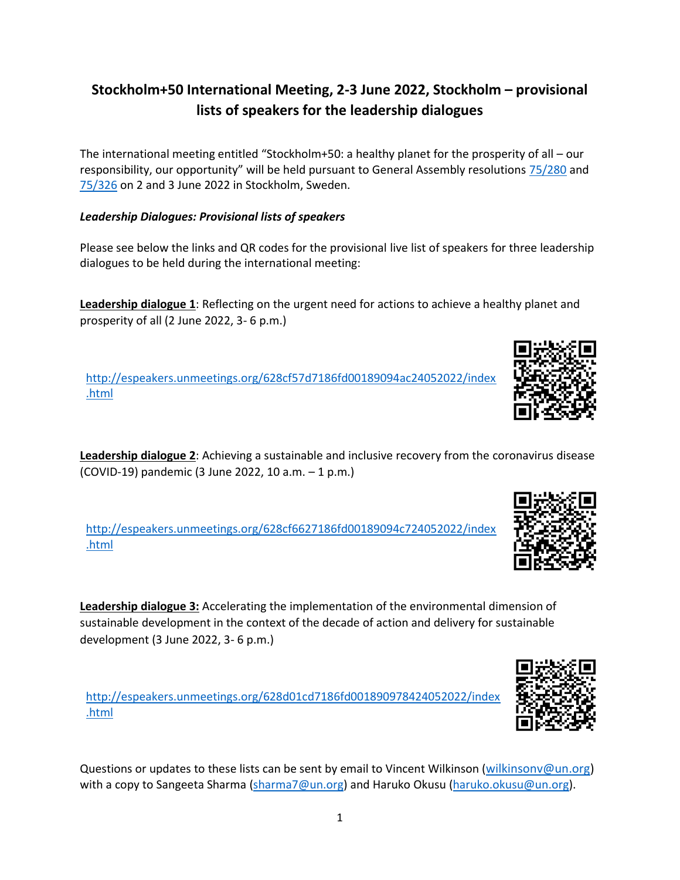# Stockholm+50 International Meeting, 2-3 June 2022, Stockholm – provisional lists of speakers for the leadership dialogues

The international meeting entitled "Stockholm+50: a healthy planet for the prosperity of all – our responsibility, our opportunity" will be held pursuant to General Assembly resolutions [75/280](75/280) and [75/326](75/326) on 2 and 3 June 2022 in Stockholm, Sweden.

***Leadership Dialogues: Provisional lists of speakers***

Please see below the links and QR codes for the provisional live list of speakers for three leadership dialogues to be held during the international meeting:

**<u>Leadership dialogue 1</u>**: Reflecting on the urgent need for actions to achieve a healthy planet and prosperity of all (2 June 2022, 3- 6 p.m.)

[http://espeakers.unmeetings.org/628cf57d7186fd00189094ac24052022/index.html](http://espeakers.unmeetings.org/628cf57d7186fd00189094ac24052022/index.html)

**<u>Leadership dialogue 2</u>**: Achieving a sustainable and inclusive recovery from the coronavirus disease (COVID-19) pandemic (3 June 2022, 10 a.m. – 1 p.m.)

[http://espeakers.unmeetings.org/628cf6627186fd00189094c724052022/index.html](http://espeakers.unmeetings.org/628cf6627186fd00189094c724052022/index.html)

**<u>Leadership dialogue 3:</u>** Accelerating the implementation of the environmental dimension of sustainable development in the context of the decade of action and delivery for sustainable development (3 June 2022, 3- 6 p.m.)

[http://espeakers.unmeetings.org/628d01cd7186fd001890978424052022/index.html](http://espeakers.unmeetings.org/628d01cd7186fd001890978424052022/index.html)

Questions or updates to these lists can be sent by email to Vincent Wilkinson ([wilkinsonv@un.org](mailto:wilkinsonv@un.org)) with a copy to Sangeeta Sharma ([sharma7@un.org](mailto:sharma7@un.org)) and Haruko Okusu ([haruko.okusu@un.org](mailto:haruko.okusu@un.org)).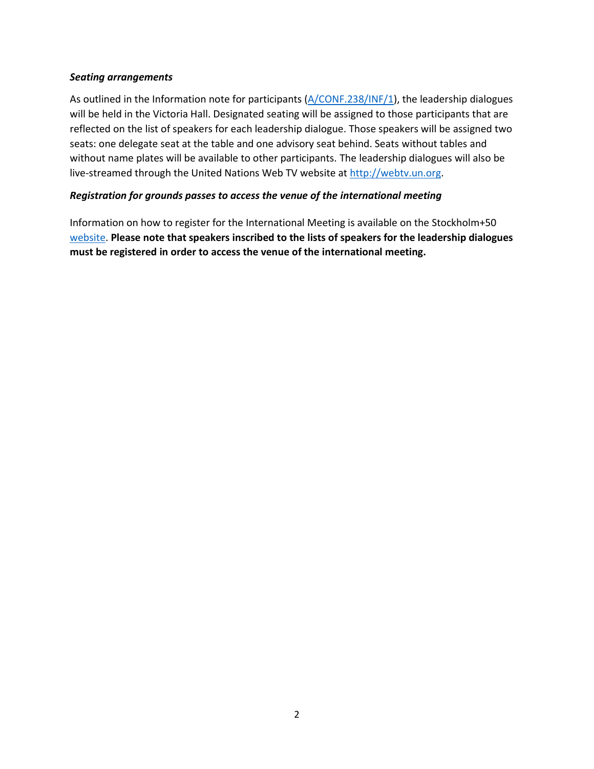***Seating arrangements***

As outlined in the Information note for participants (A/CONF.238/INF/1), the leadership dialogues will be held in the Victoria Hall. Designated seating will be assigned to those participants that are reflected on the list of speakers for each leadership dialogue. Those speakers will be assigned two seats: one delegate seat at the table and one advisory seat behind. Seats without tables and without name plates will be available to other participants. The leadership dialogues will also be live-streamed through the United Nations Web TV website at http://webtv.un.org.

***Registration for grounds passes to access the venue of the international meeting***

Information on how to register for the International Meeting is available on the Stockholm+50 website. **Please note that speakers inscribed to the lists of speakers for the leadership dialogues must be registered in order to access the venue of the international meeting.**